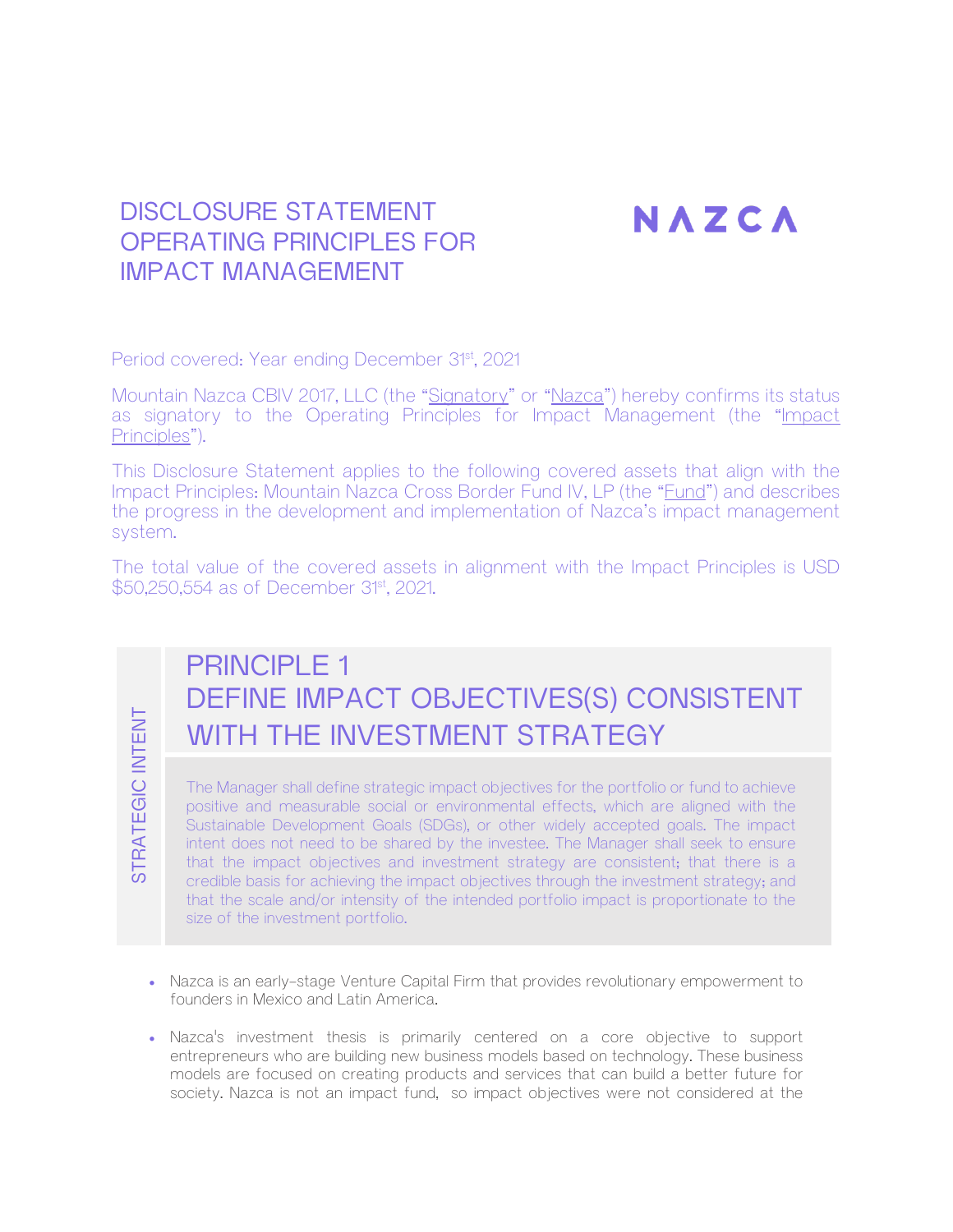# DISCLOSURE STATEMENT OPERATING PRINCIPLES FOR IMPACT MANAGEMENT

NAZCA

Period covered: Year ending December 31st, 2021

Mountain Nazca CBIV 2017, LLC (the "Signatory" or "Nazca") hereby confirms its status as signatory to the Operating Principles for Impact Management (the "Impact Principles").

This Disclosure Statement applies to the following covered assets that align with the Impact Principles: Mountain Nazca Cross Border Fund IV, LP (the "Fund") and describes the progress in the development and implementation of Nazca's impact management system.

The total value of the covered assets in alignment with the Impact Principles is USD $50,250,554 as of December 31st, 2021.

STRATEGIC INTENT

## PRINCIPLE 1 DEFINE IMPACT OBJECTIVES(S) CONSISTENT WITH THE INVESTMENT STRATEGY

The Manager shall define strategic impact objectives for the portfolio or fund to achieve positive and measurable social or environmental effects, which are aligned with the Sustainable Development Goals (SDGs), or other widely accepted goals. The impact intent does not need to be shared by the investee. The Manager shall seek to ensure that the impact objectives and investment strategy are consistent; that there is a credible basis for achieving the impact objectives through the investment strategy; and that the scale and/or intensity of the intended portfolio impact is proportionate to the size of the investment portfolio.

- Nazca is an early-stage Venture Capital Firm that provides revolutionary empowerment to founders in Mexico and Latin America.
- Nazca's investment thesis is primarily centered on a core objective to support entrepreneurs who are building new business models based on technology. These business models are focused on creating products and services that can build a better future for society. Nazca is not an impact fund, so impact objectives were not considered at the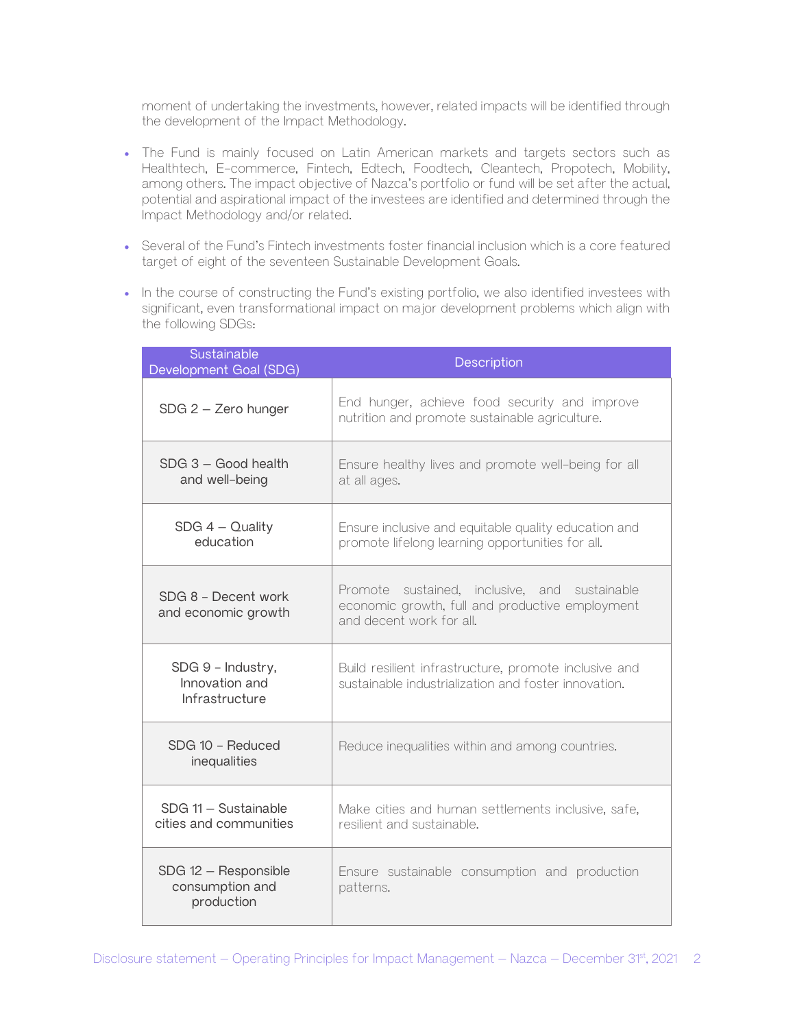moment of undertaking the investments, however, related impacts will be identified through the development of the Impact Methodology.

- The Fund is mainly focused on Latin American markets and targets sectors such as Healthtech, E-commerce, Fintech, Edtech, Foodtech, Cleantech, Propotech, Mobility, among others. The impact objective of Nazca's portfolio or fund will be set after the actual, potential and aspirational impact of the investees are identified and determined through the Impact Methodology and/or related.

- Several of the Fund's Fintech investments foster financial inclusion which is a core featured target of eight of the seventeen Sustainable Development Goals.

- In the course of constructing the Fund's existing portfolio, we also identified investees with significant, even transformational impact on major development problems which align with the following SDGs:

| Sustainable Development Goal (SDG) | Description |
|---|---|
| SDG 2 – Zero hunger | End hunger, achieve food security and improve nutrition and promote sustainable agriculture. |
| SDG 3 – Good health and well-being | Ensure healthy lives and promote well-being for all at all ages. |
| SDG 4 – Quality education | Ensure inclusive and equitable quality education and promote lifelong learning opportunities for all. |
| SDG 8 - Decent work and economic growth | Promote sustained, inclusive, and sustainable economic growth, full and productive employment and decent work for all. |
| SDG 9 - Industry, Innovation and Infrastructure | Build resilient infrastructure, promote inclusive and sustainable industrialization and foster innovation. |
| SDG 10 - Reduced inequalities | Reduce inequalities within and among countries. |
| SDG 11 – Sustainable cities and communities | Make cities and human settlements inclusive, safe, resilient and sustainable. |
| SDG 12 – Responsible consumption and production | Ensure sustainable consumption and production patterns. |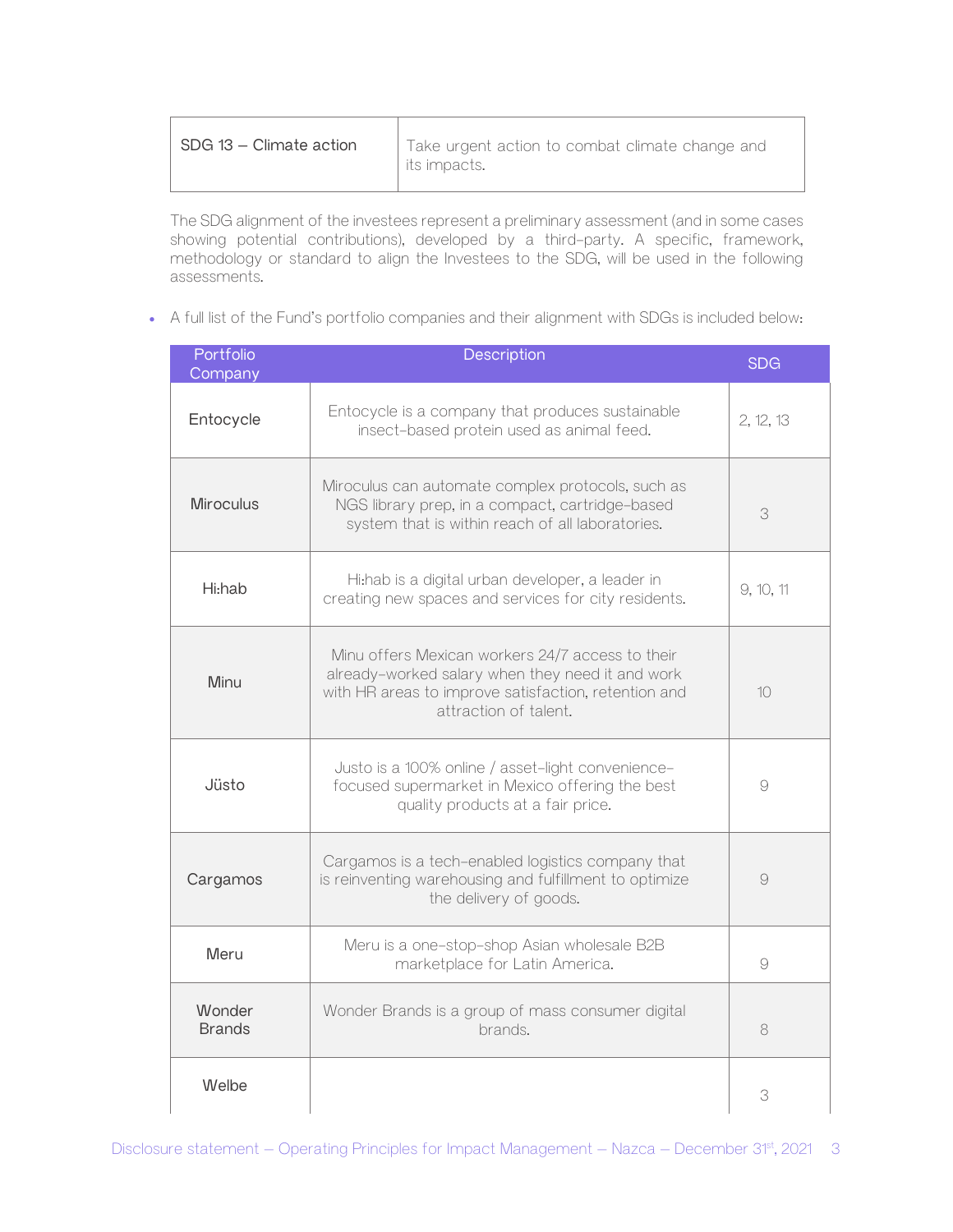| SDG 13 – Climate action | Take urgent action to combat climate change and its impacts. |
|---|---|

The SDG alignment of the investees represent a preliminary assessment (and in some cases showing potential contributions), developed by a third-party. A specific, framework, methodology or standard to align the Investees to the SDG, will be used in the following assessments.

- A full list of the Fund's portfolio companies and their alignment with SDGs is included below:

| Portfolio Company | Description | SDG |
|---|---|---|
| Entocycle | Entocycle is a company that produces sustainable insect-based protein used as animal feed. | 2, 12, 13 |
| Miroculus | Miroculus can automate complex protocols, such as NGS library prep, in a compact, cartridge-based system that is within reach of all laboratories. | 3 |
| Hi:hab | Hi:hab is a digital urban developer, a leader in creating new spaces and services for city residents. | 9, 10, 11 |
| Minu | Minu offers Mexican workers 24/7 access to their already-worked salary when they need it and work with HR areas to improve satisfaction, retention and attraction of talent. | 10 |
| Jüsto | Justo is a 100% online / asset-light convenience-focused supermarket in Mexico offering the best quality products at a fair price. | 9 |
| Cargamos | Cargamos is a tech-enabled logistics company that is reinventing warehousing and fulfillment to optimize the delivery of goods. | 9 |
| Meru | Meru is a one-stop-shop Asian wholesale B2B marketplace for Latin America. | 9 |
| Wonder Brands | Wonder Brands is a group of mass consumer digital brands. | 8 |
| Welbe | | 3 |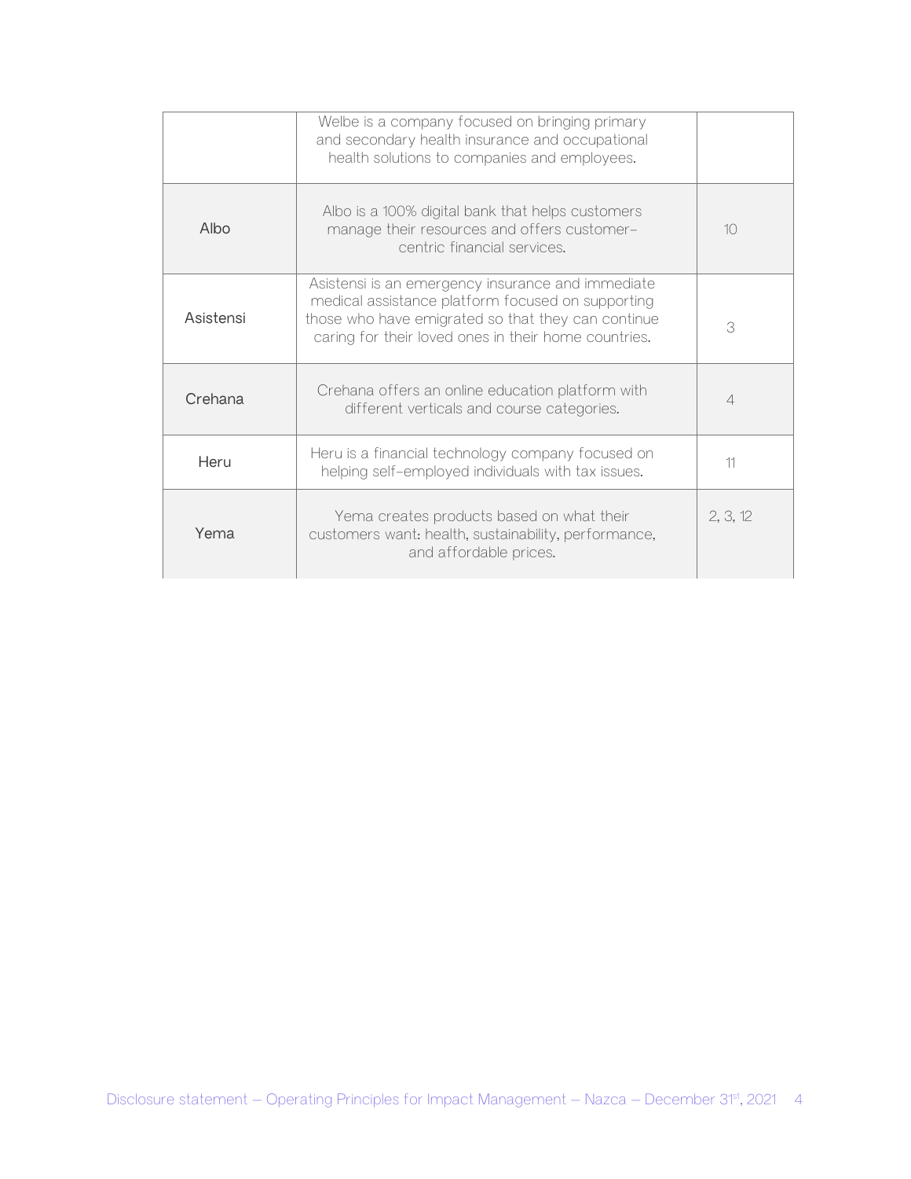| | | |
|---|---|---|
| | Welbe is a company focused on bringing primary and secondary health insurance and occupational health solutions to companies and employees. | |
| Albo | Albo is a 100% digital bank that helps customers manage their resources and offers customer-centric financial services. | 10 |
| Asistensi | Asistensi is an emergency insurance and immediate medical assistance platform focused on supporting those who have emigrated so that they can continue caring for their loved ones in their home countries. | 3 |
| Crehana | Crehana offers an online education platform with different verticals and course categories. | 4 |
| Heru | Heru is a financial technology company focused on helping self-employed individuals with tax issues. | 11 |
| Yema | Yema creates products based on what their customers want: health, sustainability, performance, and affordable prices. | 2, 3, 12 |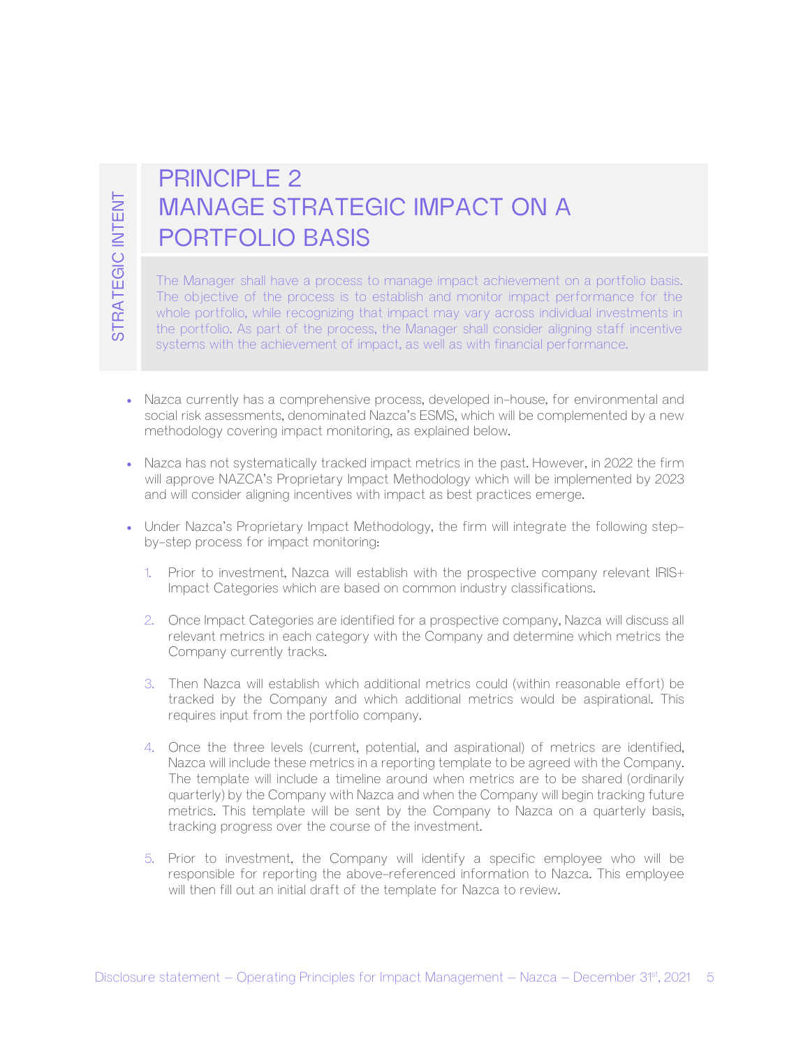STRATEGIC INTENT

# PRINCIPLE 2
# MANAGE STRATEGIC IMPACT ON A PORTFOLIO BASIS

The Manager shall have a process to manage impact achievement on a portfolio basis. The objective of the process is to establish and monitor impact performance for the whole portfolio, while recognizing that impact may vary across individual investments in the portfolio. As part of the process, the Manager shall consider aligning staff incentive systems with the achievement of impact, as well as with financial performance.

- Nazca currently has a comprehensive process, developed in-house, for environmental and social risk assessments, denominated Nazca's ESMS, which will be complemented by a new methodology covering impact monitoring, as explained below.

- Nazca has not systematically tracked impact metrics in the past. However, in 2022 the firm will approve NAZCA's Proprietary Impact Methodology which will be implemented by 2023 and will consider aligning incentives with impact as best practices emerge.

- Under Nazca's Proprietary Impact Methodology, the firm will integrate the following step-by-step process for impact monitoring:

  1. Prior to investment, Nazca will establish with the prospective company relevant IRIS+ Impact Categories which are based on common industry classifications.

  2. Once Impact Categories are identified for a prospective company, Nazca will discuss all relevant metrics in each category with the Company and determine which metrics the Company currently tracks.

  3. Then Nazca will establish which additional metrics could (within reasonable effort) be tracked by the Company and which additional metrics would be aspirational. This requires input from the portfolio company.

  4. Once the three levels (current, potential, and aspirational) of metrics are identified, Nazca will include these metrics in a reporting template to be agreed with the Company. The template will include a timeline around when metrics are to be shared (ordinarily quarterly) by the Company with Nazca and when the Company will begin tracking future metrics. This template will be sent by the Company to Nazca on a quarterly basis, tracking progress over the course of the investment.

  5. Prior to investment, the Company will identify a specific employee who will be responsible for reporting the above-referenced information to Nazca. This employee will then fill out an initial draft of the template for Nazca to review.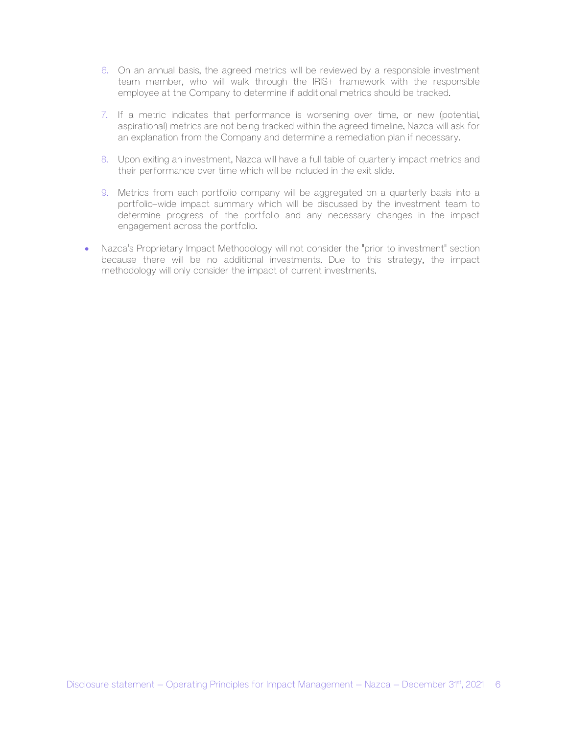6. On an annual basis, the agreed metrics will be reviewed by a responsible investment team member, who will walk through the IRIS+ framework with the responsible employee at the Company to determine if additional metrics should be tracked.

7. If a metric indicates that performance is worsening over time, or new (potential, aspirational) metrics are not being tracked within the agreed timeline, Nazca will ask for an explanation from the Company and determine a remediation plan if necessary.

8. Upon exiting an investment, Nazca will have a full table of quarterly impact metrics and their performance over time which will be included in the exit slide.

9. Metrics from each portfolio company will be aggregated on a quarterly basis into a portfolio-wide impact summary which will be discussed by the investment team to determine progress of the portfolio and any necessary changes in the impact engagement across the portfolio.

- Nazca's Proprietary Impact Methodology will not consider the "prior to investment" section because there will be no additional investments. Due to this strategy, the impact methodology will only consider the impact of current investments.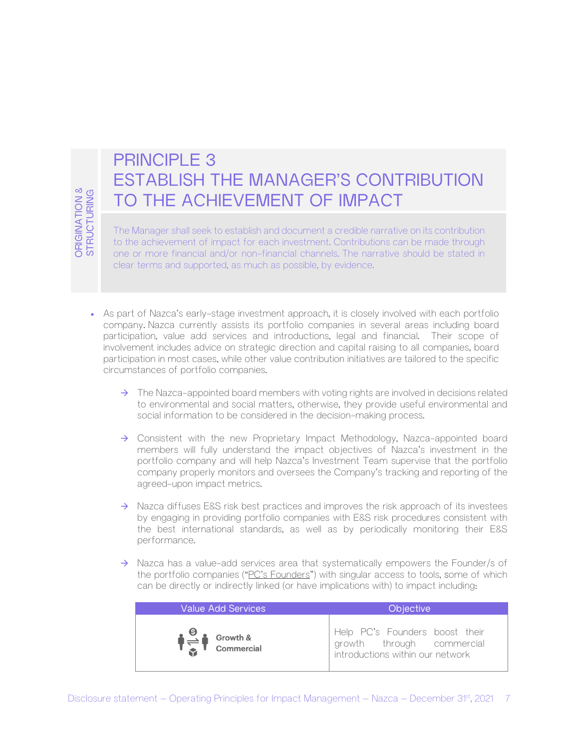ORIGINATION & STRUCTURING

# PRINCIPLE 3
# ESTABLISH THE MANAGER'S CONTRIBUTION TO THE ACHIEVEMENT OF IMPACT

The Manager shall seek to establish and document a credible narrative on its contribution to the achievement of impact for each investment. Contributions can be made through one or more financial and/or non-financial channels. The narrative should be stated in clear terms and supported, as much as possible, by evidence.

- As part of Nazca's early-stage investment approach, it is closely involved with each portfolio company. Nazca currently assists its portfolio companies in several areas including board participation, value add services and introductions, legal and financial. Their scope of involvement includes advice on strategic direction and capital raising to all companies, board participation in most cases, while other value contribution initiatives are tailored to the specific circumstances of portfolio companies.

  → The Nazca-appointed board members with voting rights are involved in decisions related to environmental and social matters, otherwise, they provide useful environmental and social information to be considered in the decision-making process.

  → Consistent with the new Proprietary Impact Methodology, Nazca-appointed board members will fully understand the impact objectives of Nazca's investment in the portfolio company and will help Nazca's Investment Team supervise that the portfolio company properly monitors and oversees the Company's tracking and reporting of the agreed-upon impact metrics.

  → Nazca diffuses E&S risk best practices and improves the risk approach of its investees by engaging in providing portfolio companies with E&S risk procedures consistent with the best international standards, as well as by periodically monitoring their E&S performance.

  → Nazca has a value-add services area that systematically empowers the Founder/s of the portfolio companies ("PC's Founders") with singular access to tools, some of which can be directly or indirectly linked (or have implications with) to impact including:

| Value Add Services | Objective |
|---|---|
| Growth & Commercial | Help PC's Founders boost their growth through commercial introductions within our network |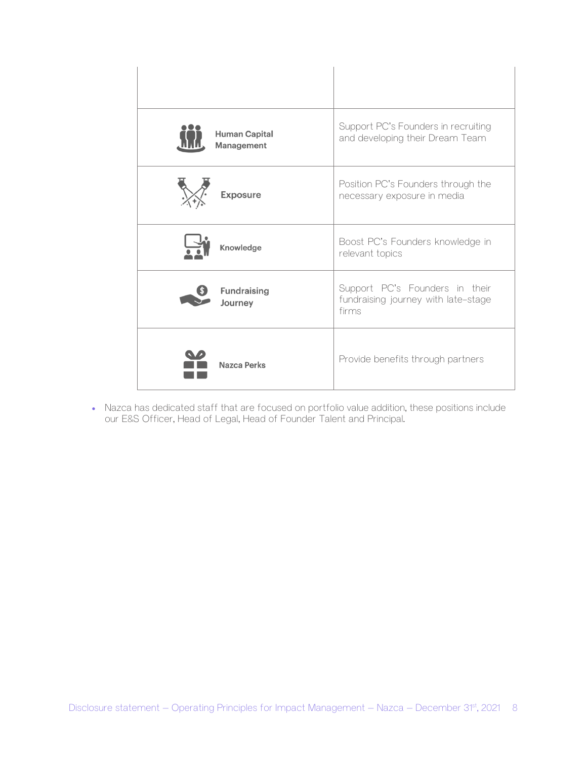| | |
|---|---|
| | |
| Human Capital Management | Support PC's Founders in recruiting and developing their Dream Team |
| Exposure | Position PC's Founders through the necessary exposure in media |
| Knowledge | Boost PC's Founders knowledge in relevant topics |
| Fundraising Journey | Support PC's Founders in their fundraising journey with late-stage firms |
| Nazca Perks | Provide benefits through partners |

- Nazca has dedicated staff that are focused on portfolio value addition, these positions include our E&S Officer, Head of Legal, Head of Founder Talent and Principal.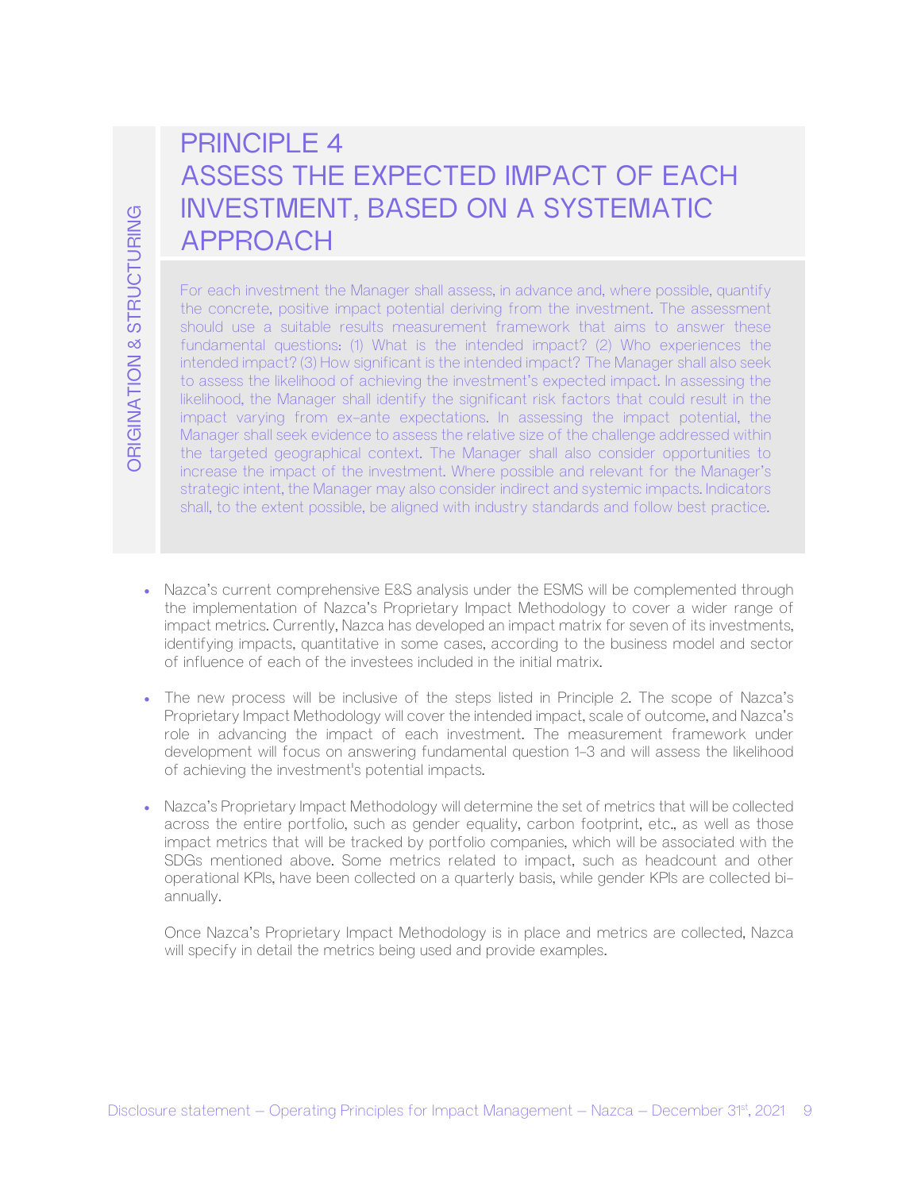ORIGINATION & STRUCTURING

# PRINCIPLE 4
# ASSESS THE EXPECTED IMPACT OF EACH INVESTMENT, BASED ON A SYSTEMATIC APPROACH

For each investment the Manager shall assess, in advance and, where possible, quantify the concrete, positive impact potential deriving from the investment. The assessment should use a suitable results measurement framework that aims to answer these fundamental questions: (1) What is the intended impact? (2) Who experiences the intended impact? (3) How significant is the intended impact? The Manager shall also seek to assess the likelihood of achieving the investment's expected impact. In assessing the likelihood, the Manager shall identify the significant risk factors that could result in the impact varying from ex-ante expectations. In assessing the impact potential, the Manager shall seek evidence to assess the relative size of the challenge addressed within the targeted geographical context. The Manager shall also consider opportunities to increase the impact of the investment. Where possible and relevant for the Manager's strategic intent, the Manager may also consider indirect and systemic impacts. Indicators shall, to the extent possible, be aligned with industry standards and follow best practice.

- Nazca's current comprehensive E&S analysis under the ESMS will be complemented through the implementation of Nazca's Proprietary Impact Methodology to cover a wider range of impact metrics. Currently, Nazca has developed an impact matrix for seven of its investments, identifying impacts, quantitative in some cases, according to the business model and sector of influence of each of the investees included in the initial matrix.

- The new process will be inclusive of the steps listed in Principle 2. The scope of Nazca's Proprietary Impact Methodology will cover the intended impact, scale of outcome, and Nazca's role in advancing the impact of each investment. The measurement framework under development will focus on answering fundamental question 1-3 and will assess the likelihood of achieving the investment's potential impacts.

- Nazca's Proprietary Impact Methodology will determine the set of metrics that will be collected across the entire portfolio, such as gender equality, carbon footprint, etc., as well as those impact metrics that will be tracked by portfolio companies, which will be associated with the SDGs mentioned above. Some metrics related to impact, such as headcount and other operational KPIs, have been collected on a quarterly basis, while gender KPIs are collected bi-annually.

  Once Nazca's Proprietary Impact Methodology is in place and metrics are collected, Nazca will specify in detail the metrics being used and provide examples.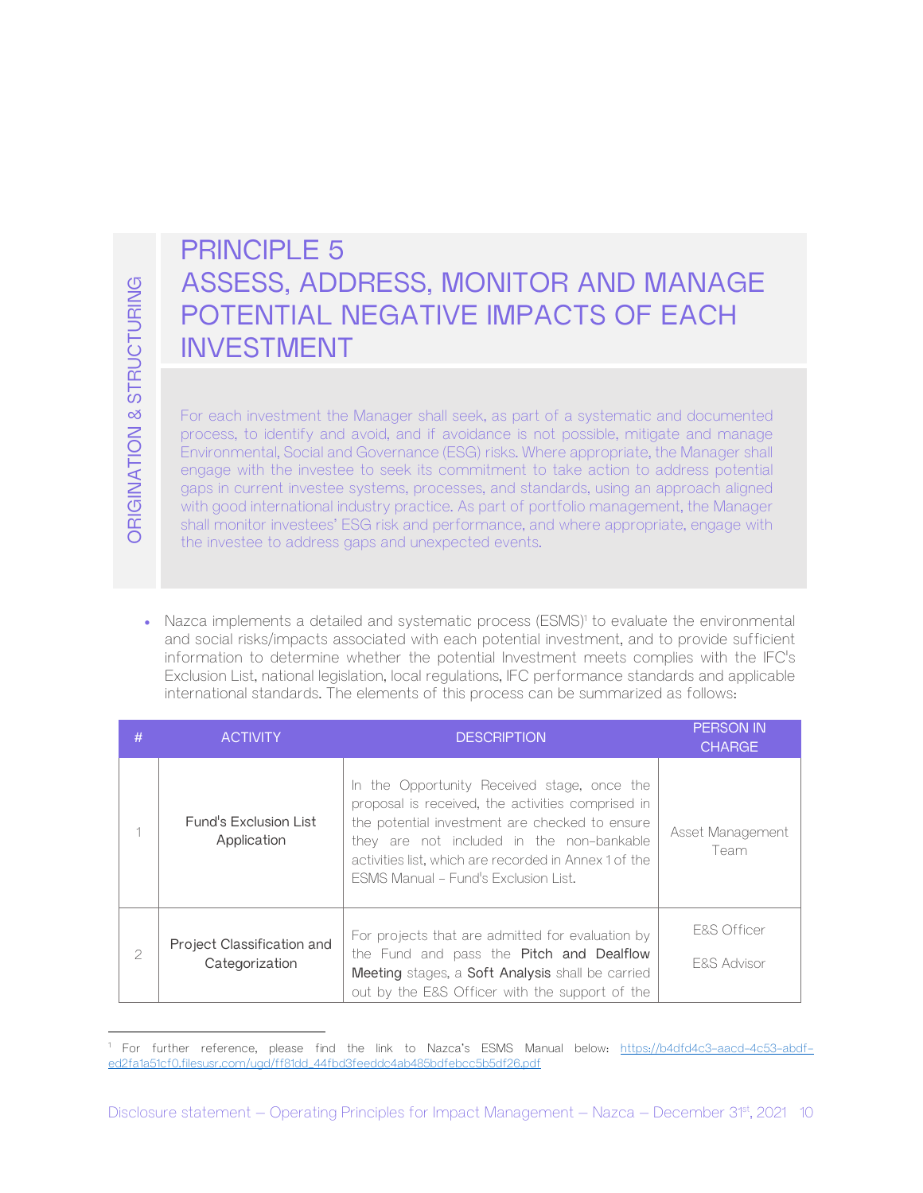ORIGINATION & STRUCTURING

# PRINCIPLE 5
# ASSESS, ADDRESS, MONITOR AND MANAGE POTENTIAL NEGATIVE IMPACTS OF EACH INVESTMENT

For each investment the Manager shall seek, as part of a systematic and documented process, to identify and avoid, and if avoidance is not possible, mitigate and manage Environmental, Social and Governance (ESG) risks. Where appropriate, the Manager shall engage with the investee to seek its commitment to take action to address potential gaps in current investee systems, processes, and standards, using an approach aligned with good international industry practice. As part of portfolio management, the Manager shall monitor investees' ESG risk and performance, and where appropriate, engage with the investee to address gaps and unexpected events.

- Nazca implements a detailed and systematic process (ESMS)[1] to evaluate the environmental and social risks/impacts associated with each potential investment, and to provide sufficient information to determine whether the potential Investment meets complies with the IFC's Exclusion List, national legislation, local regulations, IFC performance standards and applicable international standards. The elements of this process can be summarized as follows:

| # | ACTIVITY | DESCRIPTION | PERSON IN CHARGE |
|---|---|---|---|
| 1 | Fund's Exclusion List Application | In the Opportunity Received stage, once the proposal is received, the activities comprised in the potential investment are checked to ensure they are not included in the non-bankable activities list, which are recorded in Annex 1 of the ESMS Manual - Fund's Exclusion List. | Asset Management Team |
| 2 | Project Classification and Categorization | For projects that are admitted for evaluation by the Fund and pass the **Pitch and Dealflow Meeting** stages, a **Soft Analysis** shall be carried out by the E&S Officer with the support of the | E&S Officer<br>E&S Advisor |

[1] For further reference, please find the link to Nazca's ESMS Manual below: https://b4dfd4c3-aacd-4c53-abdf-ed2fa1a51cf0.filesusr.com/ugd/ff81dd_44fbd3feeddc4ab485bdfebcc5b5df26.pdf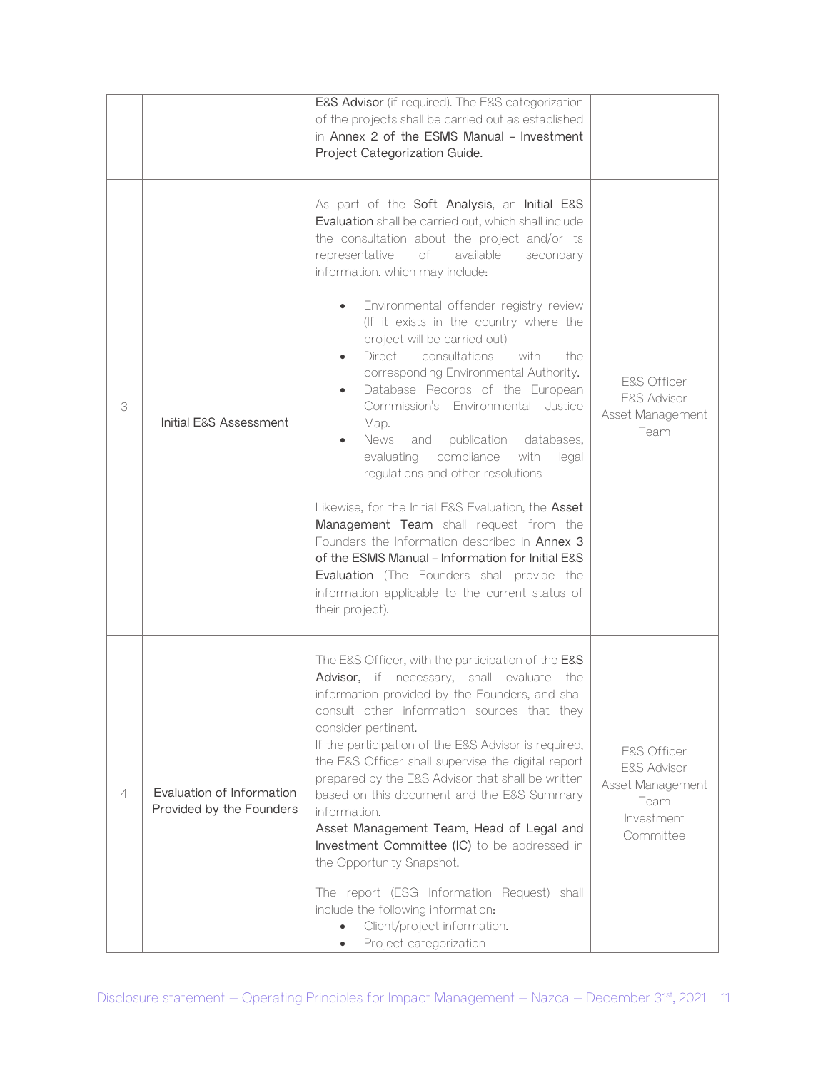| | | | |
|---|---|---|---|
| | | **E&S Advisor** (if required). The E&S categorization of the projects shall be carried out as established in **Annex 2 of the ESMS Manual – Investment Project Categorization Guide.** | |
| 3 | Initial E&S Assessment | As part of the **Soft Analysis**, an **Initial E&S Evaluation** shall be carried out, which shall include the consultation about the project and/or its representative of available secondary information, which may include:<br><ul><li>Environmental offender registry review (If it exists in the country where the project will be carried out)</li><li>Direct consultations with the corresponding Environmental Authority.</li><li>Database Records of the European Commission's Environmental Justice Map.</li><li>News and publication databases, evaluating compliance with legal regulations and other resolutions</li></ul>Likewise, for the Initial E&S Evaluation, the **Asset Management Team** shall request from the Founders the Information described in **Annex 3 of the ESMS Manual – Information for Initial E&S Evaluation** (The Founders shall provide the information applicable to the current status of their project). | E&S Officer<br>E&S Advisor<br>Asset Management Team |
| 4 | Evaluation of Information Provided by the Founders | The E&S Officer, with the participation of the **E&S Advisor**, if necessary, shall evaluate the information provided by the Founders, and shall consult other information sources that they consider pertinent.<br>If the participation of the E&S Advisor is required, the E&S Officer shall supervise the digital report prepared by the E&S Advisor that shall be written based on this document and the E&S Summary information.<br>**Asset Management Team, Head of Legal and Investment Committee (IC)** to be addressed in the Opportunity Snapshot.<br><br>The report (ESG Information Request) shall include the following information:<br><ul><li>Client/project information.</li><li>Project categorization</li></ul> | E&S Officer<br>E&S Advisor<br>Asset Management Team<br>Investment Committee |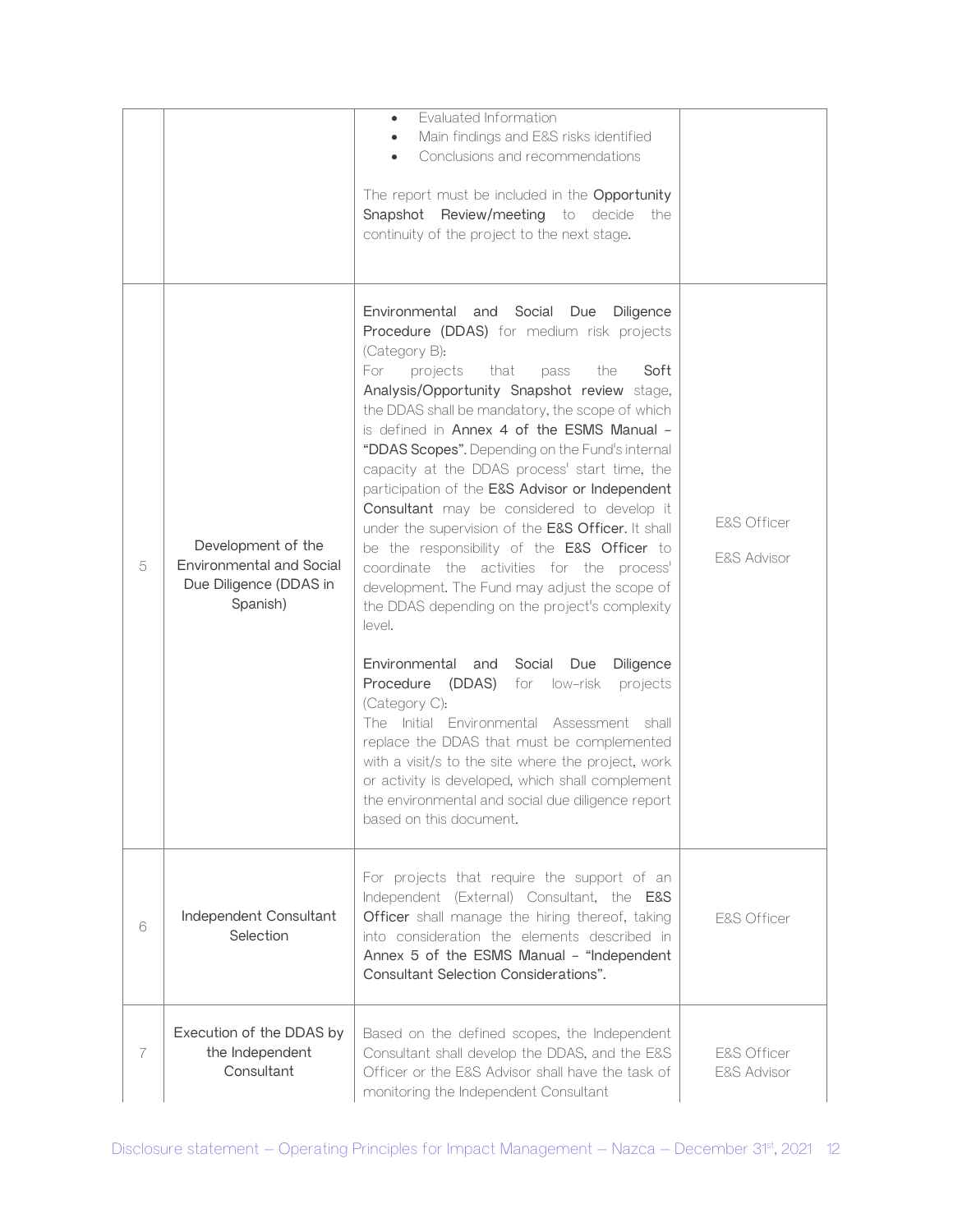| | | | |
|---|---|---|---|
| | | • Evaluated Information<br>• Main findings and E&S risks identified<br>• Conclusions and recommendations<br><br>The report must be included in the **Opportunity Snapshot Review/meeting** to decide the continuity of the project to the next stage. | |
| 5 | Development of the Environmental and Social Due Diligence (DDAS in Spanish) | **Environmental and Social Due Diligence Procedure (DDAS)** for medium risk projects (Category B):<br>For projects that pass the **Soft Analysis/Opportunity Snapshot review** stage, the DDAS shall be mandatory, the scope of which is defined in **Annex 4 of the ESMS Manual – "DDAS Scopes".** Depending on the Fund's internal capacity at the DDAS process' start time, the participation of the **E&S Advisor or Independent Consultant** may be considered to develop it under the supervision of the **E&S Officer.** It shall be the responsibility of the **E&S Officer** to coordinate the activities for the process' development. The Fund may adjust the scope of the DDAS depending on the project's complexity level.<br><br>**Environmental and Social Due Diligence Procedure (DDAS)** for low-risk projects (Category C):<br>The Initial Environmental Assessment shall replace the DDAS that must be complemented with a visit/s to the site where the project, work or activity is developed, which shall complement the environmental and social due diligence report based on this document. | E&S Officer<br><br>E&S Advisor |
| 6 | Independent Consultant Selection | For projects that require the support of an Independent (External) Consultant, the **E&S Officer** shall manage the hiring thereof, taking into consideration the elements described in **Annex 5 of the ESMS Manual – "Independent Consultant Selection Considerations".** | E&S Officer |
| 7 | Execution of the DDAS by the Independent Consultant | Based on the defined scopes, the Independent Consultant shall develop the DDAS, and the E&S Officer or the E&S Advisor shall have the task of monitoring the Independent Consultant | E&S Officer<br>E&S Advisor |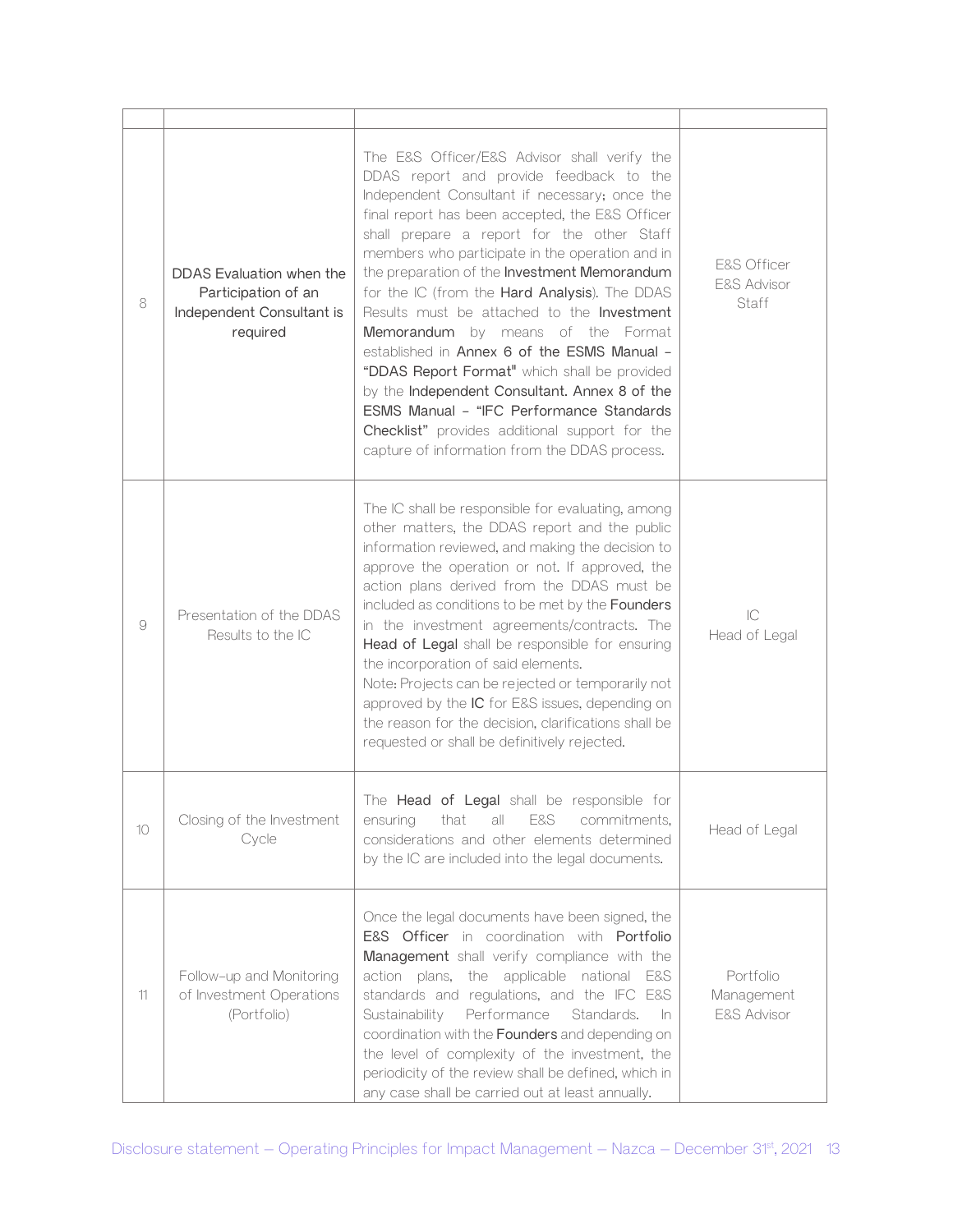| | | | |
|---|---|---|---|
| 8 | DDAS Evaluation when the Participation of an Independent Consultant is required | The E&S Officer/E&S Advisor shall verify the DDAS report and provide feedback to the Independent Consultant if necessary; once the final report has been accepted, the E&S Officer shall prepare a report for the other Staff members who participate in the operation and in the preparation of the **Investment Memorandum** for the IC (from the **Hard Analysis**). The DDAS Results must be attached to the **Investment Memorandum** by means of the Format established in **Annex 6 of the ESMS Manual – "DDAS Report Format"** which shall be provided by the **Independent Consultant. Annex 8 of the ESMS Manual – "IFC Performance Standards Checklist"** provides additional support for the capture of information from the DDAS process. | E&S Officer<br>E&S Advisor<br>Staff |
| 9 | Presentation of the DDAS Results to the IC | The IC shall be responsible for evaluating, among other matters, the DDAS report and the public information reviewed, and making the decision to approve the operation or not. If approved, the action plans derived from the DDAS must be included as conditions to be met by the **Founders** in the investment agreements/contracts. The **Head of Legal** shall be responsible for ensuring the incorporation of said elements.<br>Note: Projects can be rejected or temporarily not approved by the **IC** for E&S issues, depending on the reason for the decision, clarifications shall be requested or shall be definitively rejected. | IC<br>Head of Legal |
| 10 | Closing of the Investment Cycle | The **Head of Legal** shall be responsible for ensuring that all E&S commitments, considerations and other elements determined by the IC are included into the legal documents. | Head of Legal |
| 11 | Follow-up and Monitoring of Investment Operations (Portfolio) | Once the legal documents have been signed, the **E&S Officer** in coordination with **Portfolio Management** shall verify compliance with the action plans, the applicable national E&S standards and regulations, and the IFC E&S Sustainability Performance Standards. In coordination with the **Founders** and depending on the level of complexity of the investment, the periodicity of the review shall be defined, which in any case shall be carried out at least annually. | Portfolio Management<br>E&S Advisor |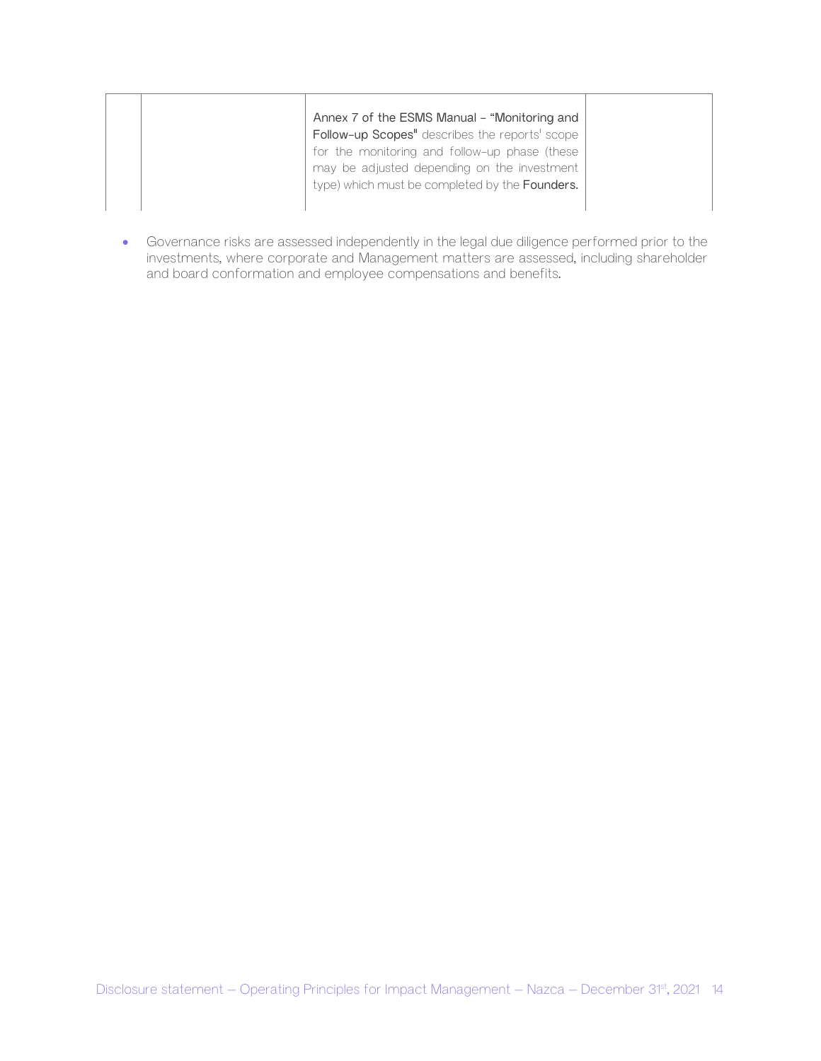|  |  | Annex 7 of the ESMS Manual - "Monitoring and Follow-up Scopes" describes the reports' scope for the monitoring and follow-up phase (these may be adjusted depending on the investment type) which must be completed by the **Founders.** |  |
|---|---|---|---|

- Governance risks are assessed independently in the legal due diligence performed prior to the investments, where corporate and Management matters are assessed, including shareholder and board conformation and employee compensations and benefits.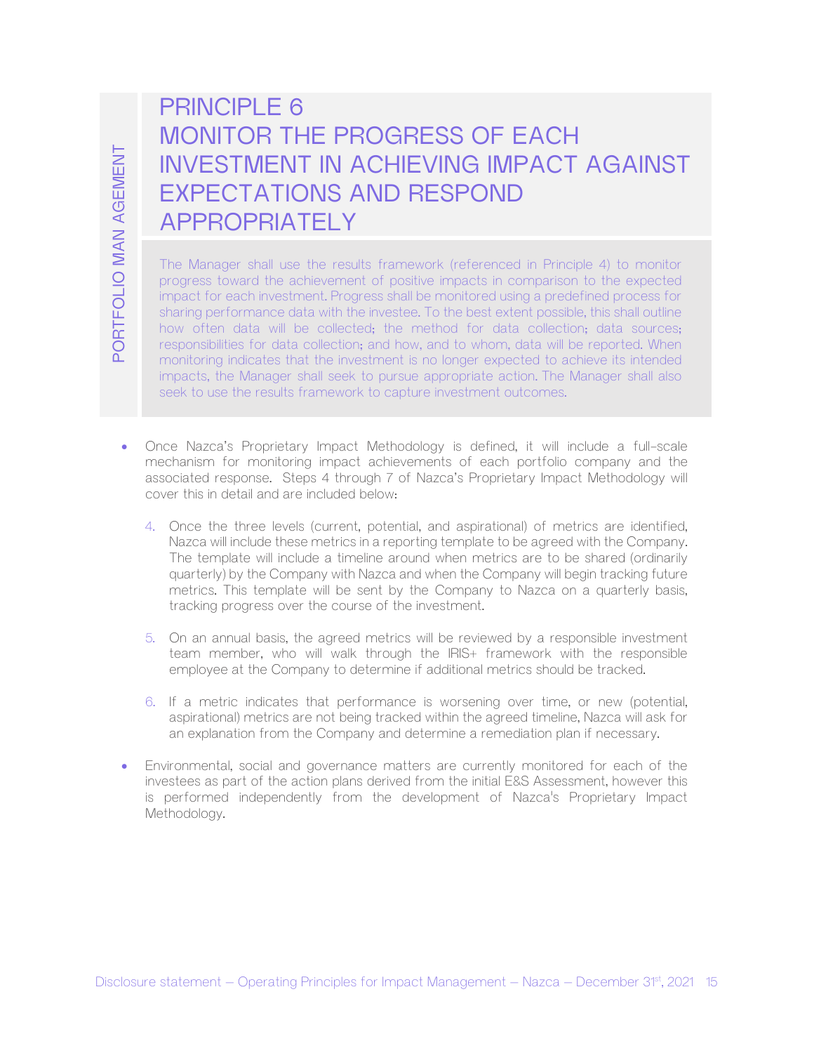# PRINCIPLE 6
# MONITOR THE PROGRESS OF EACH INVESTMENT IN ACHIEVING IMPACT AGAINST EXPECTATIONS AND RESPOND APPROPRIATELY

The Manager shall use the results framework (referenced in Principle 4) to monitor progress toward the achievement of positive impacts in comparison to the expected impact for each investment. Progress shall be monitored using a predefined process for sharing performance data with the investee. To the best extent possible, this shall outline how often data will be collected; the method for data collection; data sources; responsibilities for data collection; and how, and to whom, data will be reported. When monitoring indicates that the investment is no longer expected to achieve its intended impacts, the Manager shall seek to pursue appropriate action. The Manager shall also seek to use the results framework to capture investment outcomes.

- Once Nazca's Proprietary Impact Methodology is defined, it will include a full-scale mechanism for monitoring impact achievements of each portfolio company and the associated response. Steps 4 through 7 of Nazca's Proprietary Impact Methodology will cover this in detail and are included below:

  4. Once the three levels (current, potential, and aspirational) of metrics are identified, Nazca will include these metrics in a reporting template to be agreed with the Company. The template will include a timeline around when metrics are to be shared (ordinarily quarterly) by the Company with Nazca and when the Company will begin tracking future metrics. This template will be sent by the Company to Nazca on a quarterly basis, tracking progress over the course of the investment.

  5. On an annual basis, the agreed metrics will be reviewed by a responsible investment team member, who will walk through the IRIS+ framework with the responsible employee at the Company to determine if additional metrics should be tracked.

  6. If a metric indicates that performance is worsening over time, or new (potential, aspirational) metrics are not being tracked within the agreed timeline, Nazca will ask for an explanation from the Company and determine a remediation plan if necessary.

- Environmental, social and governance matters are currently monitored for each of the investees as part of the action plans derived from the initial E&S Assessment, however this is performed independently from the development of Nazca's Proprietary Impact Methodology.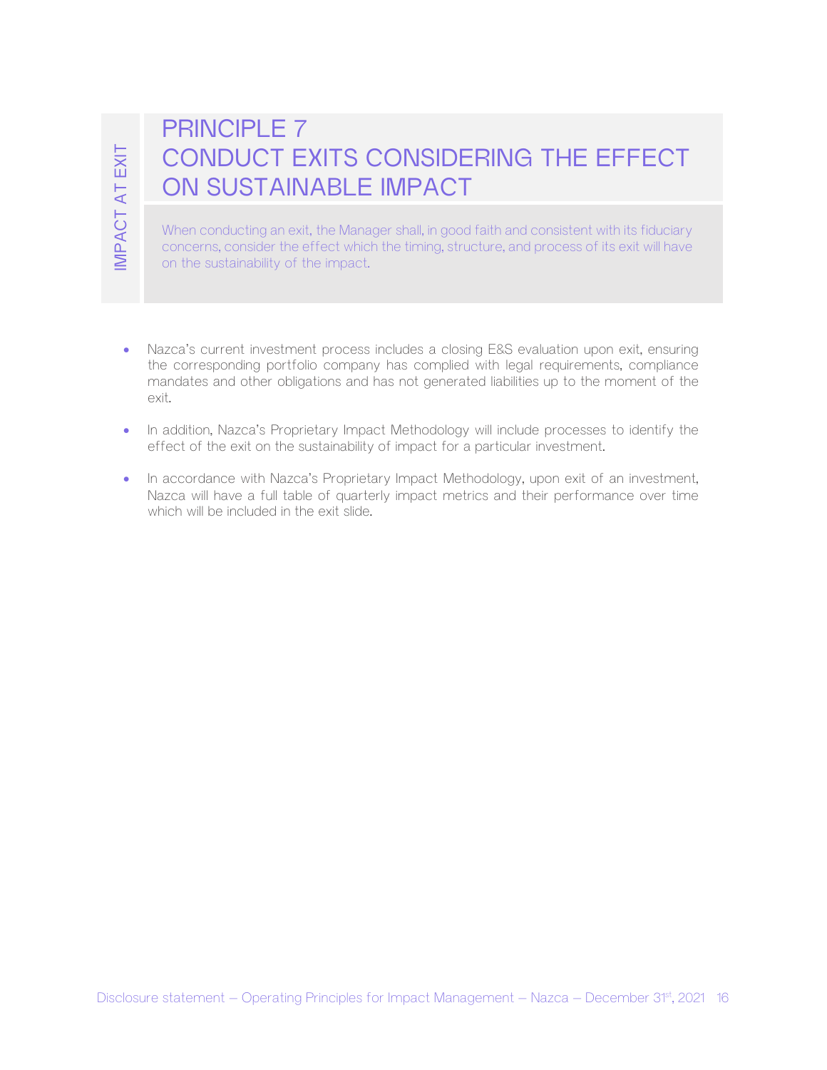IMPACT AT EXIT

# PRINCIPLE 7
# CONDUCT EXITS CONSIDERING THE EFFECT ON SUSTAINABLE IMPACT

When conducting an exit, the Manager shall, in good faith and consistent with its fiduciary concerns, consider the effect which the timing, structure, and process of its exit will have on the sustainability of the impact.

- Nazca's current investment process includes a closing E&S evaluation upon exit, ensuring the corresponding portfolio company has complied with legal requirements, compliance mandates and other obligations and has not generated liabilities up to the moment of the exit.
- In addition, Nazca's Proprietary Impact Methodology will include processes to identify the effect of the exit on the sustainability of impact for a particular investment.
- In accordance with Nazca's Proprietary Impact Methodology, upon exit of an investment, Nazca will have a full table of quarterly impact metrics and their performance over time which will be included in the exit slide.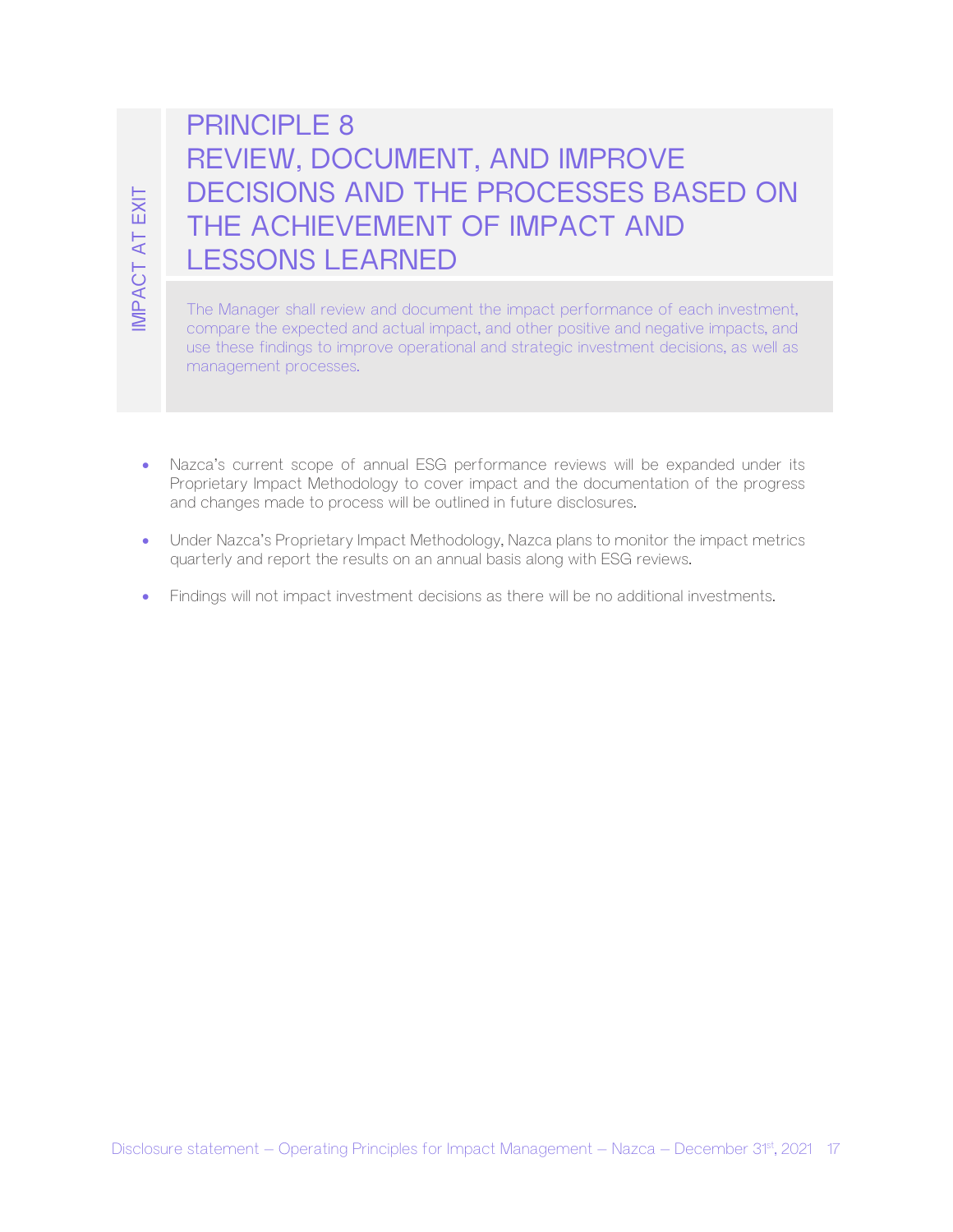IMPACT AT EXIT

# PRINCIPLE 8
# REVIEW, DOCUMENT, AND IMPROVE DECISIONS AND THE PROCESSES BASED ON THE ACHIEVEMENT OF IMPACT AND LESSONS LEARNED

The Manager shall review and document the impact performance of each investment, compare the expected and actual impact, and other positive and negative impacts, and use these findings to improve operational and strategic investment decisions, as well as management processes.

- Nazca's current scope of annual ESG performance reviews will be expanded under its Proprietary Impact Methodology to cover impact and the documentation of the progress and changes made to process will be outlined in future disclosures.
- Under Nazca's Proprietary Impact Methodology, Nazca plans to monitor the impact metrics quarterly and report the results on an annual basis along with ESG reviews.
- Findings will not impact investment decisions as there will be no additional investments.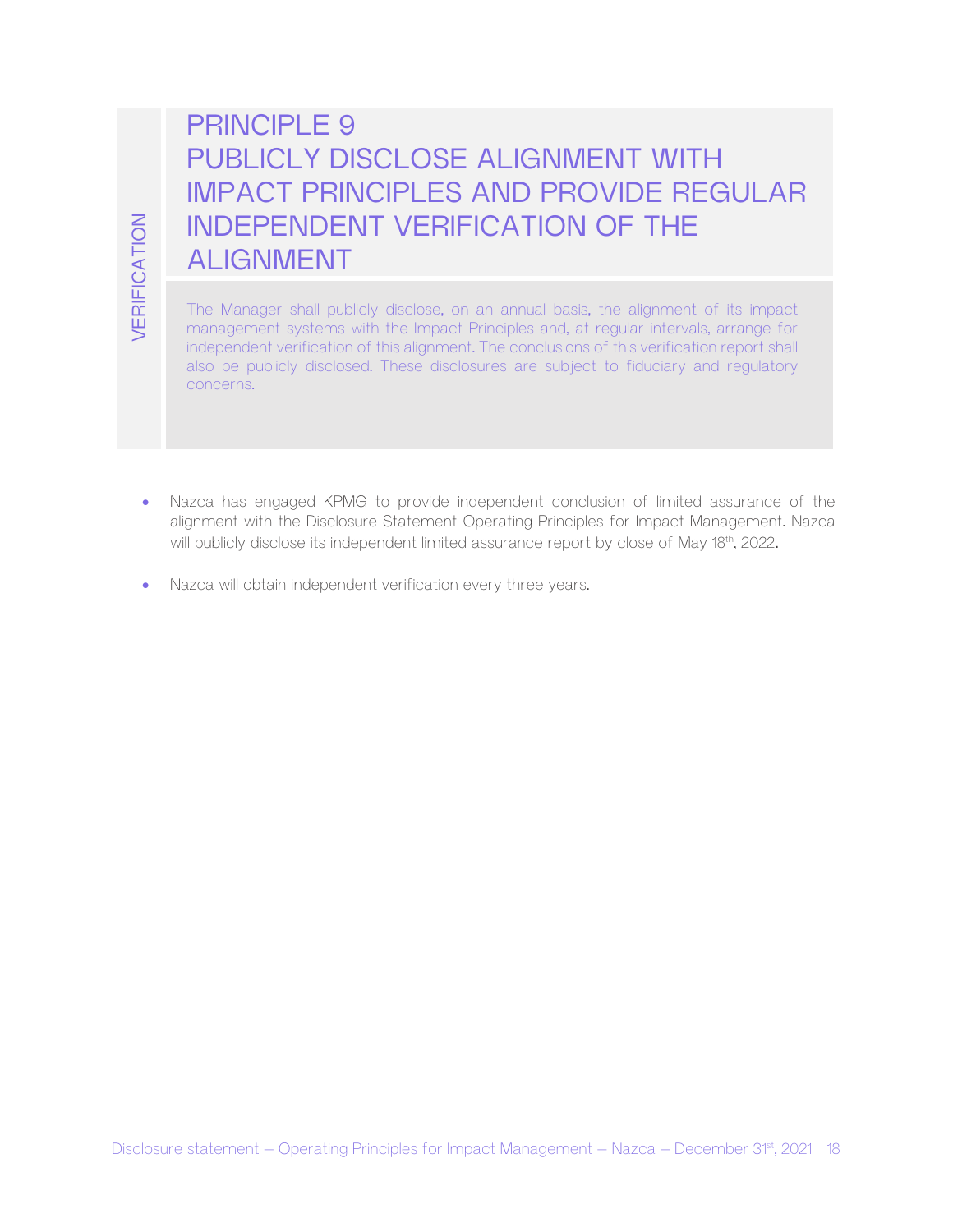VERIFICATION

# PRINCIPLE 9
# PUBLICLY DISCLOSE ALIGNMENT WITH IMPACT PRINCIPLES AND PROVIDE REGULAR INDEPENDENT VERIFICATION OF THE ALIGNMENT

The Manager shall publicly disclose, on an annual basis, the alignment of its impact management systems with the Impact Principles and, at regular intervals, arrange for independent verification of this alignment. The conclusions of this verification report shall also be publicly disclosed. These disclosures are subject to fiduciary and regulatory concerns.

- Nazca has engaged KPMG to provide independent conclusion of limited assurance of the alignment with the Disclosure Statement Operating Principles for Impact Management. Nazca will publicly disclose its independent limited assurance report by close of May 18th, 2022.

- Nazca will obtain independent verification every three years.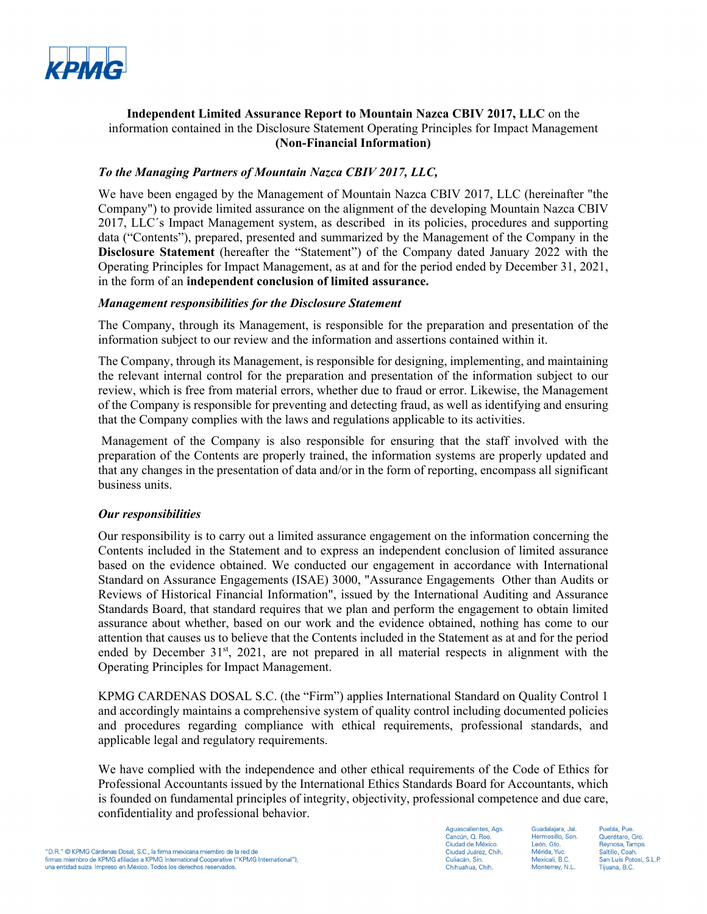**Independent Limited Assurance Report to Mountain Nazca CBIV 2017, LLC** on the information contained in the Disclosure Statement Operating Principles for Impact Management **(Non-Financial Information)**

***To the Managing Partners of Mountain Nazca CBIV 2017, LLC,***

We have been engaged by the Management of Mountain Nazca CBIV 2017, LLC (hereinafter "the Company") to provide limited assurance on the alignment of the developing Mountain Nazca CBIV 2017, LLC´s Impact Management system, as described in its policies, procedures and supporting data ("Contents"), prepared, presented and summarized by the Management of the Company in the **Disclosure Statement** (hereafter the "Statement") of the Company dated January 2022 with the Operating Principles for Impact Management, as at and for the period ended by December 31, 2021, in the form of an **independent conclusion of limited assurance.**

***Management responsibilities for the Disclosure Statement***

The Company, through its Management, is responsible for the preparation and presentation of the information subject to our review and the information and assertions contained within it.

The Company, through its Management, is responsible for designing, implementing, and maintaining the relevant internal control for the preparation and presentation of the information subject to our review, which is free from material errors, whether due to fraud or error. Likewise, the Management of the Company is responsible for preventing and detecting fraud, as well as identifying and ensuring that the Company complies with the laws and regulations applicable to its activities.

Management of the Company is also responsible for ensuring that the staff involved with the preparation of the Contents are properly trained, the information systems are properly updated and that any changes in the presentation of data and/or in the form of reporting, encompass all significant business units.

***Our responsibilities***

Our responsibility is to carry out a limited assurance engagement on the information concerning the Contents included in the Statement and to express an independent conclusion of limited assurance based on the evidence obtained. We conducted our engagement in accordance with International Standard on Assurance Engagements (ISAE) 3000, "Assurance Engagements Other than Audits or Reviews of Historical Financial Information", issued by the International Auditing and Assurance Standards Board, that standard requires that we plan and perform the engagement to obtain limited assurance about whether, based on our work and the evidence obtained, nothing has come to our attention that causes us to believe that the Contents included in the Statement as at and for the period ended by December 31st, 2021, are not prepared in all material respects in alignment with the Operating Principles for Impact Management.

KPMG CARDENAS DOSAL S.C. (the "Firm") applies International Standard on Quality Control 1 and accordingly maintains a comprehensive system of quality control including documented policies and procedures regarding compliance with ethical requirements, professional standards, and applicable legal and regulatory requirements.

We have complied with the independence and other ethical requirements of the Code of Ethics for Professional Accountants issued by the International Ethics Standards Board for Accountants, which is founded on fundamental principles of integrity, objectivity, professional competence and due care, confidentiality and professional behavior.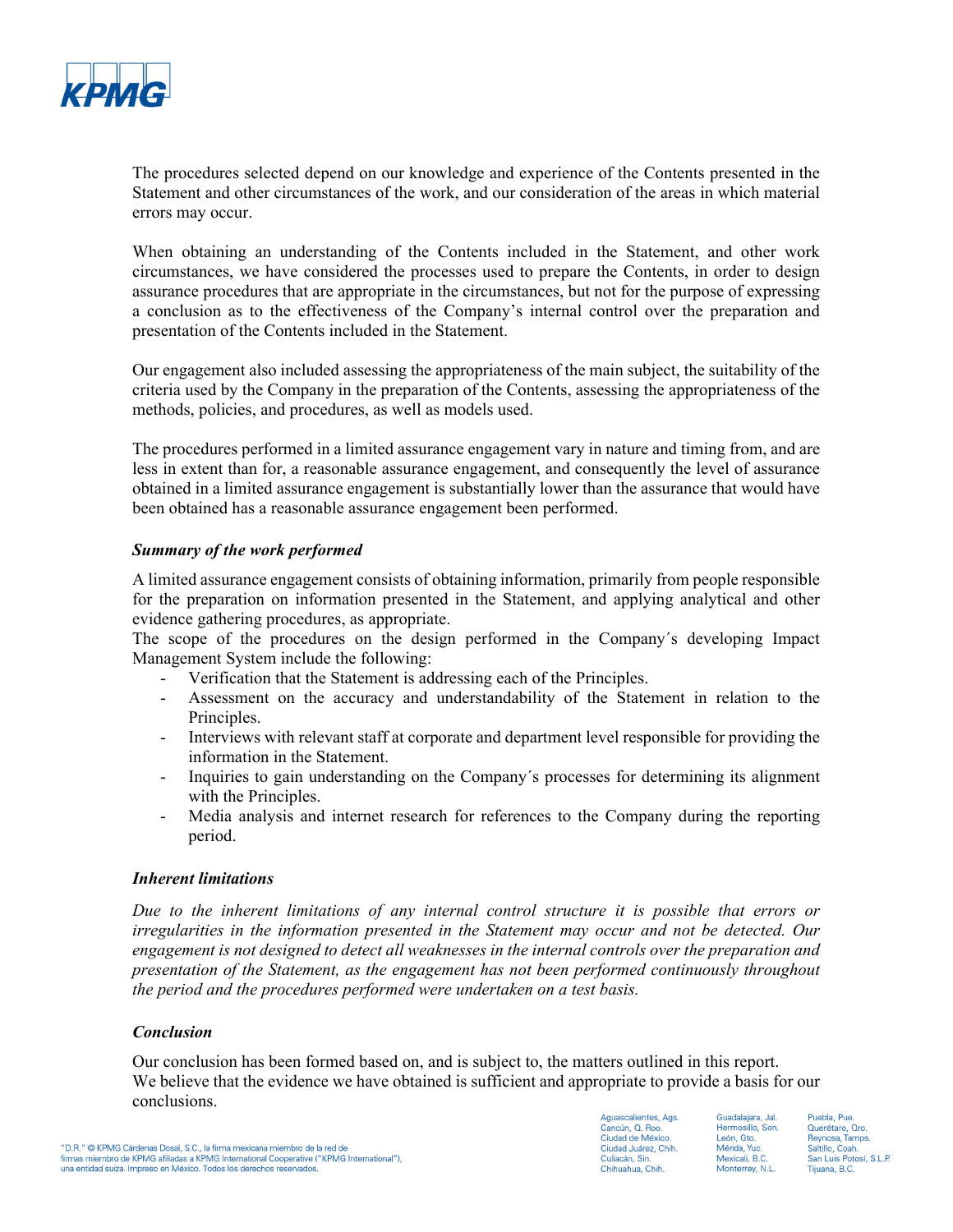The procedures selected depend on our knowledge and experience of the Contents presented in the Statement and other circumstances of the work, and our consideration of the areas in which material errors may occur.

When obtaining an understanding of the Contents included in the Statement, and other work circumstances, we have considered the processes used to prepare the Contents, in order to design assurance procedures that are appropriate in the circumstances, but not for the purpose of expressing a conclusion as to the effectiveness of the Company's internal control over the preparation and presentation of the Contents included in the Statement.

Our engagement also included assessing the appropriateness of the main subject, the suitability of the criteria used by the Company in the preparation of the Contents, assessing the appropriateness of the methods, policies, and procedures, as well as models used.

The procedures performed in a limited assurance engagement vary in nature and timing from, and are less in extent than for, a reasonable assurance engagement, and consequently the level of assurance obtained in a limited assurance engagement is substantially lower than the assurance that would have been obtained has a reasonable assurance engagement been performed.

***Summary of the work performed***

A limited assurance engagement consists of obtaining information, primarily from people responsible for the preparation on information presented in the Statement, and applying analytical and other evidence gathering procedures, as appropriate.
The scope of the procedures on the design performed in the Company´s developing Impact Management System include the following:

- Verification that the Statement is addressing each of the Principles.
- Assessment on the accuracy and understandability of the Statement in relation to the Principles.
- Interviews with relevant staff at corporate and department level responsible for providing the information in the Statement.
- Inquiries to gain understanding on the Company´s processes for determining its alignment with the Principles.
- Media analysis and internet research for references to the Company during the reporting period.

***Inherent limitations***

*Due to the inherent limitations of any internal control structure it is possible that errors or irregularities in the information presented in the Statement may occur and not be detected. Our engagement is not designed to detect all weaknesses in the internal controls over the preparation and presentation of the Statement, as the engagement has not been performed continuously throughout the period and the procedures performed were undertaken on a test basis.*

***Conclusion***

Our conclusion has been formed based on, and is subject to, the matters outlined in this report.
We believe that the evidence we have obtained is sufficient and appropriate to provide a basis for our conclusions.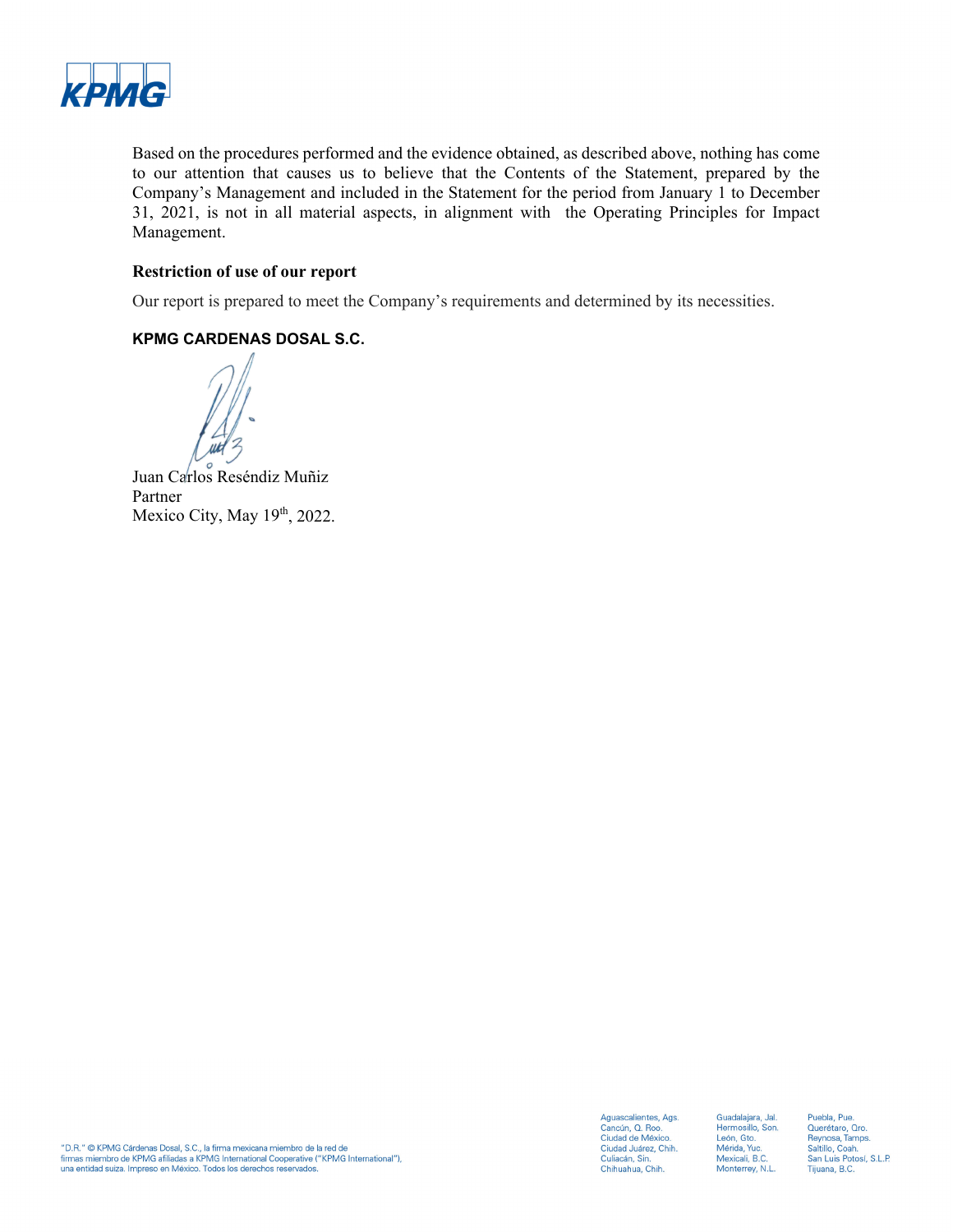Based on the procedures performed and the evidence obtained, as described above, nothing has come to our attention that causes us to believe that the Contents of the Statement, prepared by the Company's Management and included in the Statement for the period from January 1 to December 31, 2021, is not in all material aspects, in alignment with the Operating Principles for Impact Management.

## Restriction of use of our report

Our report is prepared to meet the Company's requirements and determined by its necessities.

**KPMG CARDENAS DOSAL S.C.**

Juan Carlos Reséndiz Muñiz
Partner
Mexico City, May 19th, 2022.